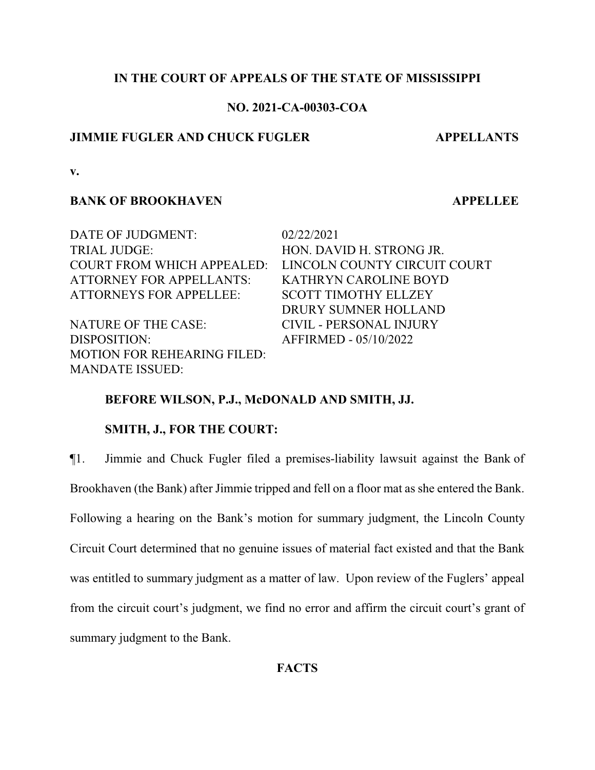**IN THE COURT OF APPEALS OF THE STATE OF MISSISSIPPI**

**NO. 2021-CA-00303-COA**

**JIMMIE FUGLER AND CHUCK FUGLER** **APPELLANTS**

**v.**

**BANK OF BROOKHAVEN** **APPELLEE**

| | |
|---|---|
| DATE OF JUDGMENT: | 02/22/2021 |
| TRIAL JUDGE: | HON. DAVID H. STRONG JR. |
| COURT FROM WHICH APPEALED: | LINCOLN COUNTY CIRCUIT COURT |
| ATTORNEY FOR APPELLANTS: | KATHRYN CAROLINE BOYD |
| ATTORNEYS FOR APPELLEE: | SCOTT TIMOTHY ELLZEY<br>DRURY SUMNER HOLLAND |
| NATURE OF THE CASE: | CIVIL - PERSONAL INJURY |
| DISPOSITION: | AFFIRMED - 05/10/2022 |
| MOTION FOR REHEARING FILED: | |
| MANDATE ISSUED: | |

**BEFORE WILSON, P.J., McDONALD AND SMITH, JJ.**

**SMITH, J., FOR THE COURT:**

¶1. Jimmie and Chuck Fugler filed a premises-liability lawsuit against the Bank of Brookhaven (the Bank) after Jimmie tripped and fell on a floor mat as she entered the Bank. Following a hearing on the Bank's motion for summary judgment, the Lincoln County Circuit Court determined that no genuine issues of material fact existed and that the Bank was entitled to summary judgment as a matter of law. Upon review of the Fuglers' appeal from the circuit court's judgment, we find no error and affirm the circuit court's grant of summary judgment to the Bank.

## FACTS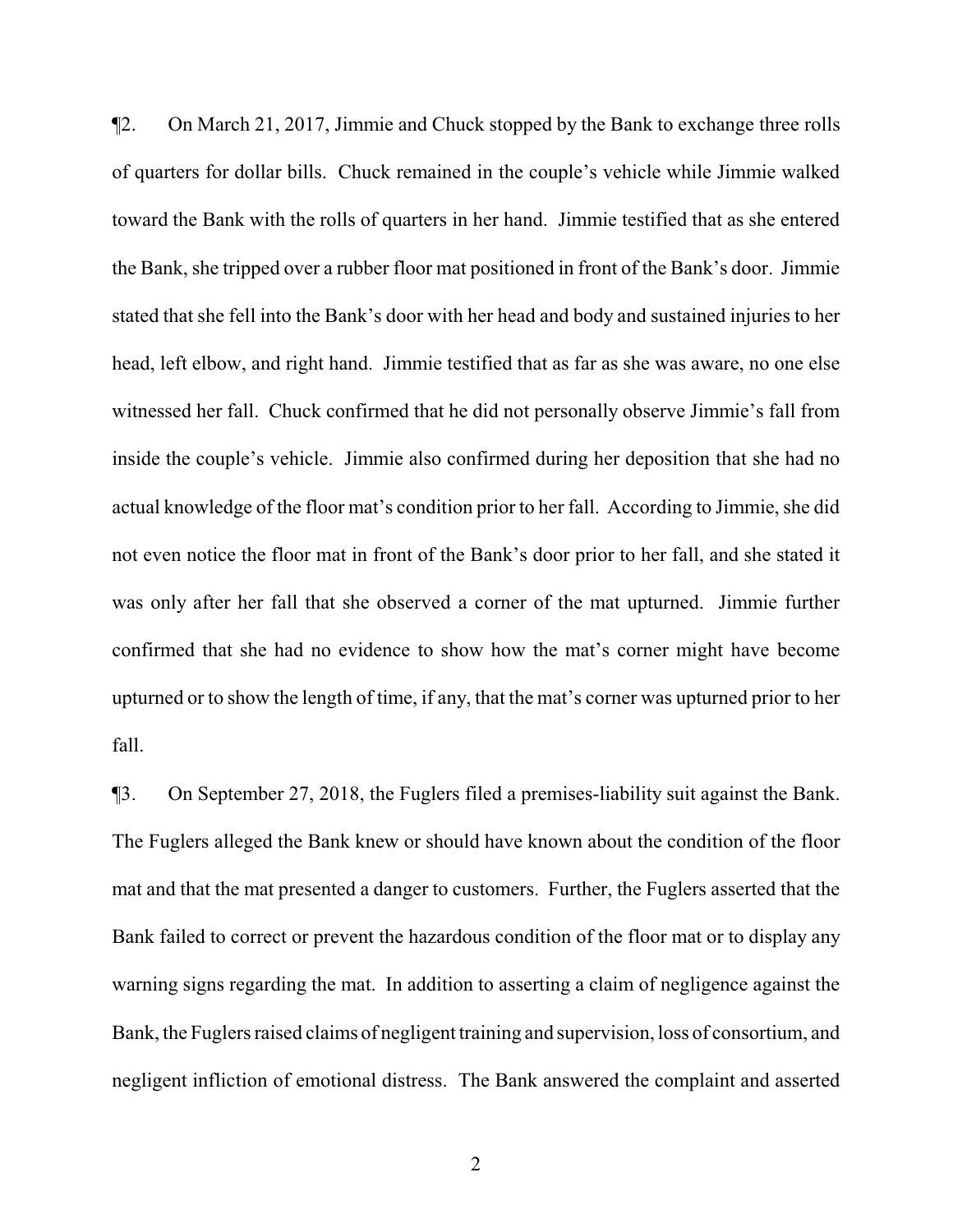¶2. On March 21, 2017, Jimmie and Chuck stopped by the Bank to exchange three rolls of quarters for dollar bills. Chuck remained in the couple's vehicle while Jimmie walked toward the Bank with the rolls of quarters in her hand. Jimmie testified that as she entered the Bank, she tripped over a rubber floor mat positioned in front of the Bank's door. Jimmie stated that she fell into the Bank's door with her head and body and sustained injuries to her head, left elbow, and right hand. Jimmie testified that as far as she was aware, no one else witnessed her fall. Chuck confirmed that he did not personally observe Jimmie's fall from inside the couple's vehicle. Jimmie also confirmed during her deposition that she had no actual knowledge of the floor mat's condition prior to her fall. According to Jimmie, she did not even notice the floor mat in front of the Bank's door prior to her fall, and she stated it was only after her fall that she observed a corner of the mat upturned. Jimmie further confirmed that she had no evidence to show how the mat's corner might have become upturned or to show the length of time, if any, that the mat's corner was upturned prior to her fall.

¶3. On September 27, 2018, the Fuglers filed a premises-liability suit against the Bank. The Fuglers alleged the Bank knew or should have known about the condition of the floor mat and that the mat presented a danger to customers. Further, the Fuglers asserted that the Bank failed to correct or prevent the hazardous condition of the floor mat or to display any warning signs regarding the mat. In addition to asserting a claim of negligence against the Bank, the Fuglers raised claims of negligent training and supervision, loss of consortium, and negligent infliction of emotional distress. The Bank answered the complaint and asserted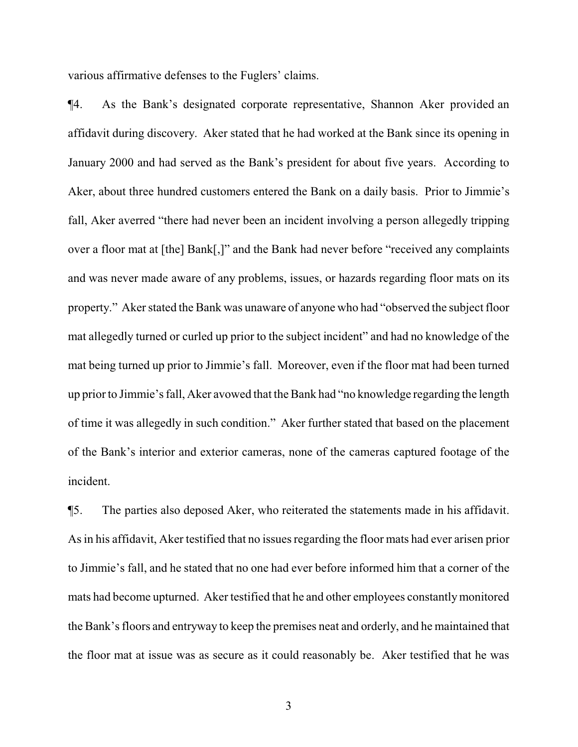various affirmative defenses to the Fuglers' claims.

¶4. As the Bank's designated corporate representative, Shannon Aker provided an affidavit during discovery. Aker stated that he had worked at the Bank since its opening in January 2000 and had served as the Bank's president for about five years. According to Aker, about three hundred customers entered the Bank on a daily basis. Prior to Jimmie's fall, Aker averred "there had never been an incident involving a person allegedly tripping over a floor mat at [the] Bank[,]" and the Bank had never before "received any complaints and was never made aware of any problems, issues, or hazards regarding floor mats on its property." Aker stated the Bank was unaware of anyone who had "observed the subject floor mat allegedly turned or curled up prior to the subject incident" and had no knowledge of the mat being turned up prior to Jimmie's fall. Moreover, even if the floor mat had been turned up prior to Jimmie's fall, Aker avowed that the Bank had "no knowledge regarding the length of time it was allegedly in such condition." Aker further stated that based on the placement of the Bank's interior and exterior cameras, none of the cameras captured footage of the incident.

¶5. The parties also deposed Aker, who reiterated the statements made in his affidavit. As in his affidavit, Aker testified that no issues regarding the floor mats had ever arisen prior to Jimmie's fall, and he stated that no one had ever before informed him that a corner of the mats had become upturned. Aker testified that he and other employees constantly monitored the Bank's floors and entryway to keep the premises neat and orderly, and he maintained that the floor mat at issue was as secure as it could reasonably be. Aker testified that he was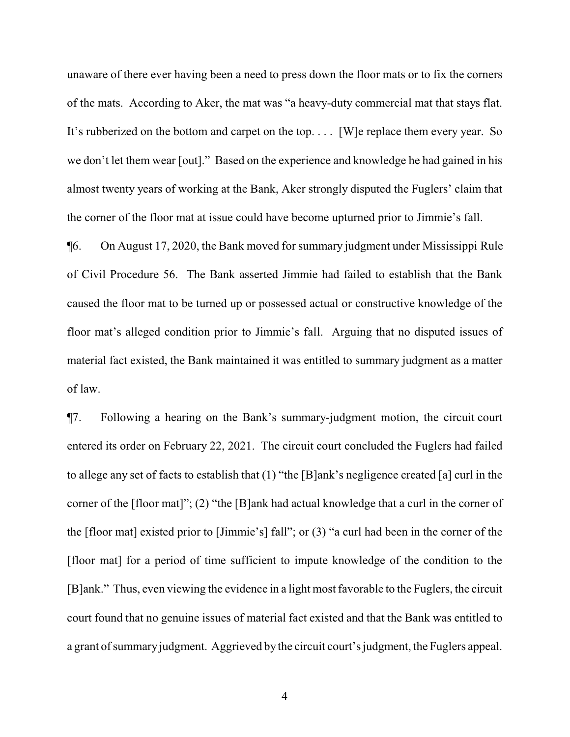unaware of there ever having been a need to press down the floor mats or to fix the corners of the mats. According to Aker, the mat was "a heavy-duty commercial mat that stays flat. It's rubberized on the bottom and carpet on the top. . . . [W]e replace them every year. So we don't let them wear [out]." Based on the experience and knowledge he had gained in his almost twenty years of working at the Bank, Aker strongly disputed the Fuglers' claim that the corner of the floor mat at issue could have become upturned prior to Jimmie's fall.

¶6. On August 17, 2020, the Bank moved for summary judgment under Mississippi Rule of Civil Procedure 56. The Bank asserted Jimmie had failed to establish that the Bank caused the floor mat to be turned up or possessed actual or constructive knowledge of the floor mat's alleged condition prior to Jimmie's fall. Arguing that no disputed issues of material fact existed, the Bank maintained it was entitled to summary judgment as a matter of law.

¶7. Following a hearing on the Bank's summary-judgment motion, the circuit court entered its order on February 22, 2021. The circuit court concluded the Fuglers had failed to allege any set of facts to establish that (1) "the [B]ank's negligence created [a] curl in the corner of the [floor mat]"; (2) "the [B]ank had actual knowledge that a curl in the corner of the [floor mat] existed prior to [Jimmie's] fall"; or (3) "a curl had been in the corner of the [floor mat] for a period of time sufficient to impute knowledge of the condition to the [B]ank." Thus, even viewing the evidence in a light most favorable to the Fuglers, the circuit court found that no genuine issues of material fact existed and that the Bank was entitled to a grant of summary judgment. Aggrieved by the circuit court's judgment, the Fuglers appeal.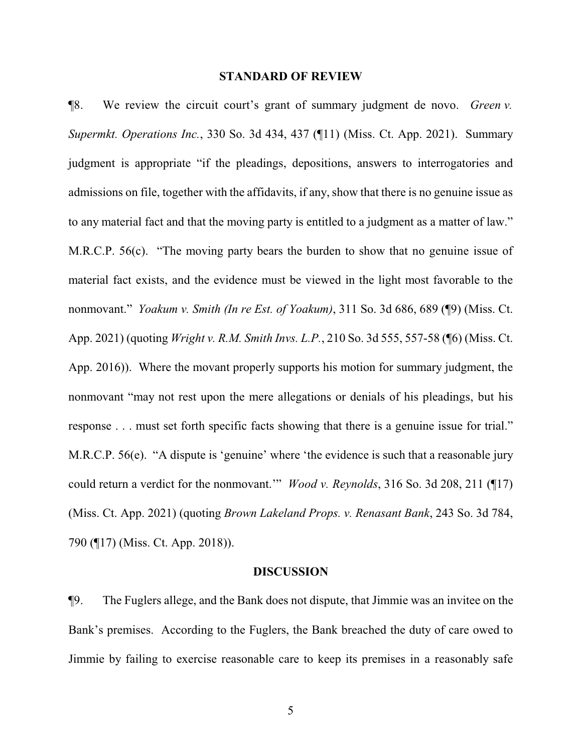## STANDARD OF REVIEW

¶8. We review the circuit court's grant of summary judgment de novo. *Green v. Supermkt. Operations Inc.*, 330 So. 3d 434, 437 (¶11) (Miss. Ct. App. 2021). Summary judgment is appropriate "if the pleadings, depositions, answers to interrogatories and admissions on file, together with the affidavits, if any, show that there is no genuine issue as to any material fact and that the moving party is entitled to a judgment as a matter of law." M.R.C.P. 56(c). "The moving party bears the burden to show that no genuine issue of material fact exists, and the evidence must be viewed in the light most favorable to the nonmovant." *Yoakum v. Smith (In re Est. of Yoakum)*, 311 So. 3d 686, 689 (¶9) (Miss. Ct. App. 2021) (quoting *Wright v. R.M. Smith Invs. L.P.*, 210 So. 3d 555, 557-58 (¶6) (Miss. Ct. App. 2016)). Where the movant properly supports his motion for summary judgment, the nonmovant "may not rest upon the mere allegations or denials of his pleadings, but his response . . . must set forth specific facts showing that there is a genuine issue for trial." M.R.C.P. 56(e). "A dispute is 'genuine' where 'the evidence is such that a reasonable jury could return a verdict for the nonmovant.'" *Wood v. Reynolds*, 316 So. 3d 208, 211 (¶17) (Miss. Ct. App. 2021) (quoting *Brown Lakeland Props. v. Renasant Bank*, 243 So. 3d 784, 790 (¶17) (Miss. Ct. App. 2018)).

## DISCUSSION

¶9. The Fuglers allege, and the Bank does not dispute, that Jimmie was an invitee on the Bank's premises. According to the Fuglers, the Bank breached the duty of care owed to Jimmie by failing to exercise reasonable care to keep its premises in a reasonably safe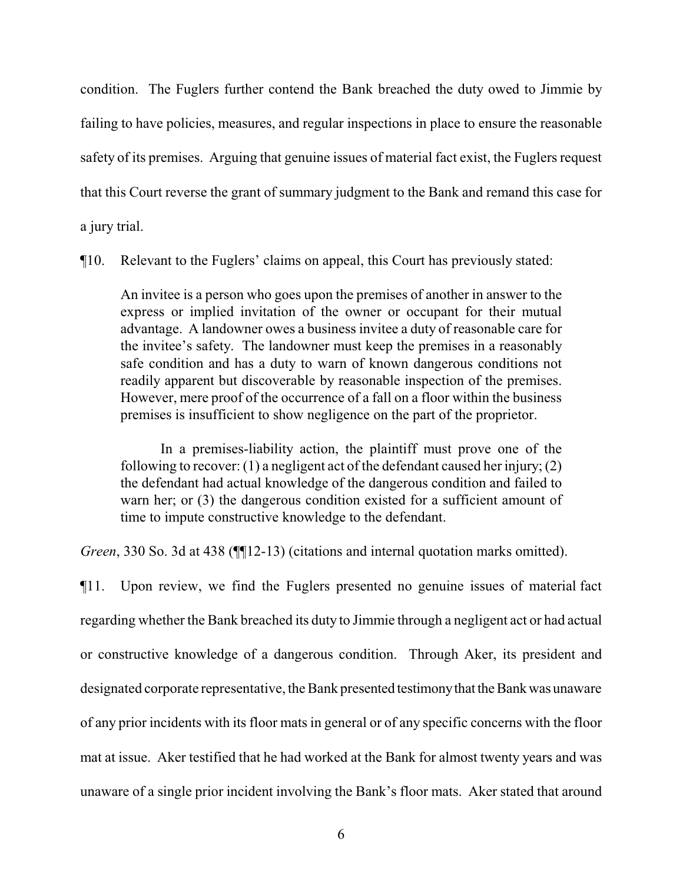condition. The Fuglers further contend the Bank breached the duty owed to Jimmie by failing to have policies, measures, and regular inspections in place to ensure the reasonable safety of its premises. Arguing that genuine issues of material fact exist, the Fuglers request that this Court reverse the grant of summary judgment to the Bank and remand this case for a jury trial.

¶10. Relevant to the Fuglers' claims on appeal, this Court has previously stated:

> An invitee is a person who goes upon the premises of another in answer to the express or implied invitation of the owner or occupant for their mutual advantage. A landowner owes a business invitee a duty of reasonable care for the invitee's safety. The landowner must keep the premises in a reasonably safe condition and has a duty to warn of known dangerous conditions not readily apparent but discoverable by reasonable inspection of the premises. However, mere proof of the occurrence of a fall on a floor within the business premises is insufficient to show negligence on the part of the proprietor.
>
> In a premises-liability action, the plaintiff must prove one of the following to recover: (1) a negligent act of the defendant caused her injury; (2) the defendant had actual knowledge of the dangerous condition and failed to warn her; or (3) the dangerous condition existed for a sufficient amount of time to impute constructive knowledge to the defendant.

*Green*, 330 So. 3d at 438 (¶¶12-13) (citations and internal quotation marks omitted).

¶11. Upon review, we find the Fuglers presented no genuine issues of material fact regarding whether the Bank breached its duty to Jimmie through a negligent act or had actual or constructive knowledge of a dangerous condition. Through Aker, its president and designated corporate representative, the Bank presented testimony that the Bank was unaware of any prior incidents with its floor mats in general or of any specific concerns with the floor mat at issue. Aker testified that he had worked at the Bank for almost twenty years and was unaware of a single prior incident involving the Bank's floor mats. Aker stated that around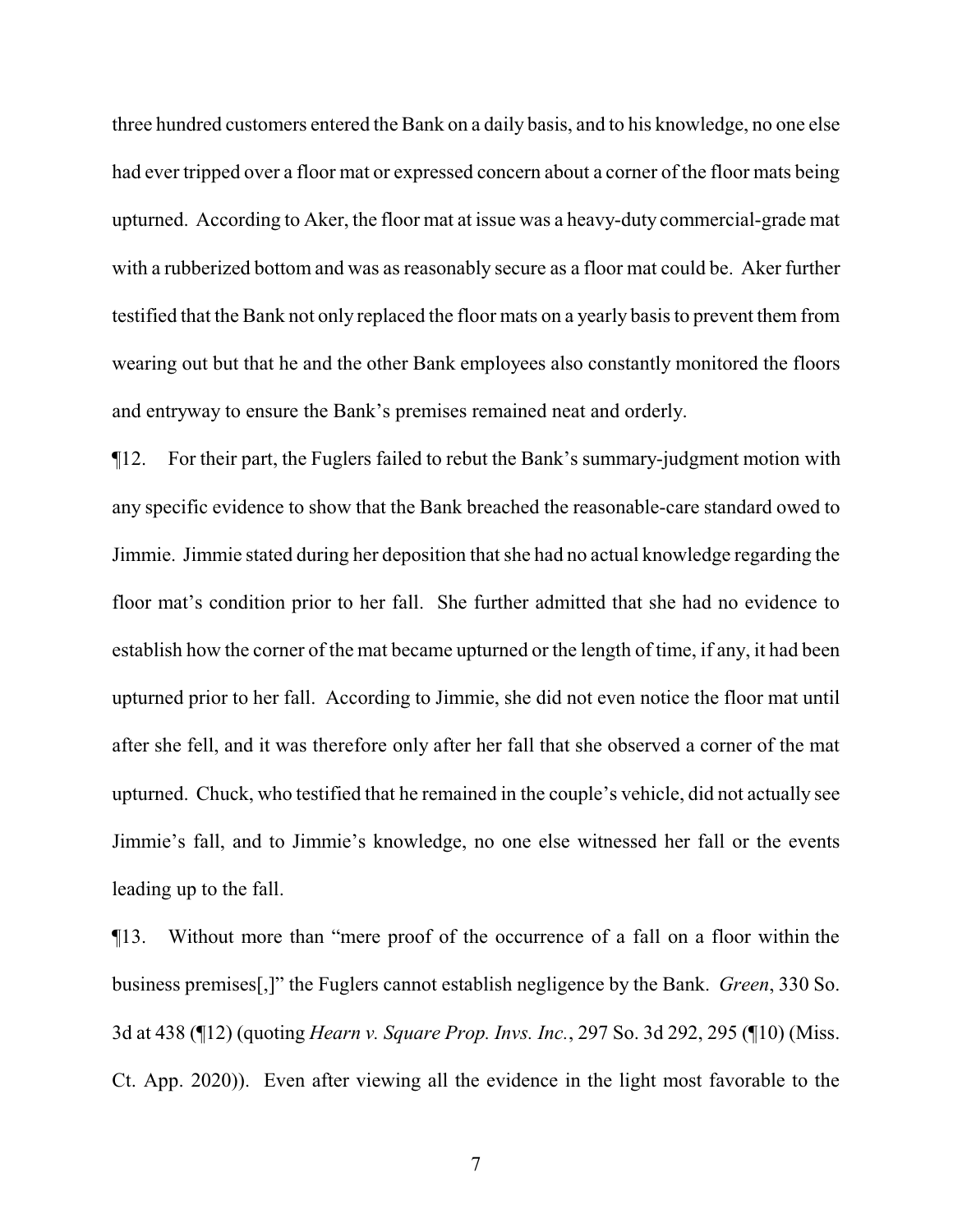three hundred customers entered the Bank on a daily basis, and to his knowledge, no one else had ever tripped over a floor mat or expressed concern about a corner of the floor mats being upturned. According to Aker, the floor mat at issue was a heavy-duty commercial-grade mat with a rubberized bottom and was as reasonably secure as a floor mat could be. Aker further testified that the Bank not only replaced the floor mats on a yearly basis to prevent them from wearing out but that he and the other Bank employees also constantly monitored the floors and entryway to ensure the Bank's premises remained neat and orderly.

¶12. For their part, the Fuglers failed to rebut the Bank's summary-judgment motion with any specific evidence to show that the Bank breached the reasonable-care standard owed to Jimmie. Jimmie stated during her deposition that she had no actual knowledge regarding the floor mat's condition prior to her fall. She further admitted that she had no evidence to establish how the corner of the mat became upturned or the length of time, if any, it had been upturned prior to her fall. According to Jimmie, she did not even notice the floor mat until after she fell, and it was therefore only after her fall that she observed a corner of the mat upturned. Chuck, who testified that he remained in the couple's vehicle, did not actually see Jimmie's fall, and to Jimmie's knowledge, no one else witnessed her fall or the events leading up to the fall.

¶13. Without more than "mere proof of the occurrence of a fall on a floor within the business premises[,]" the Fuglers cannot establish negligence by the Bank. *Green*, 330 So. 3d at 438 (¶12) (quoting *Hearn v. Square Prop. Invs. Inc.*, 297 So. 3d 292, 295 (¶10) (Miss. Ct. App. 2020)). Even after viewing all the evidence in the light most favorable to the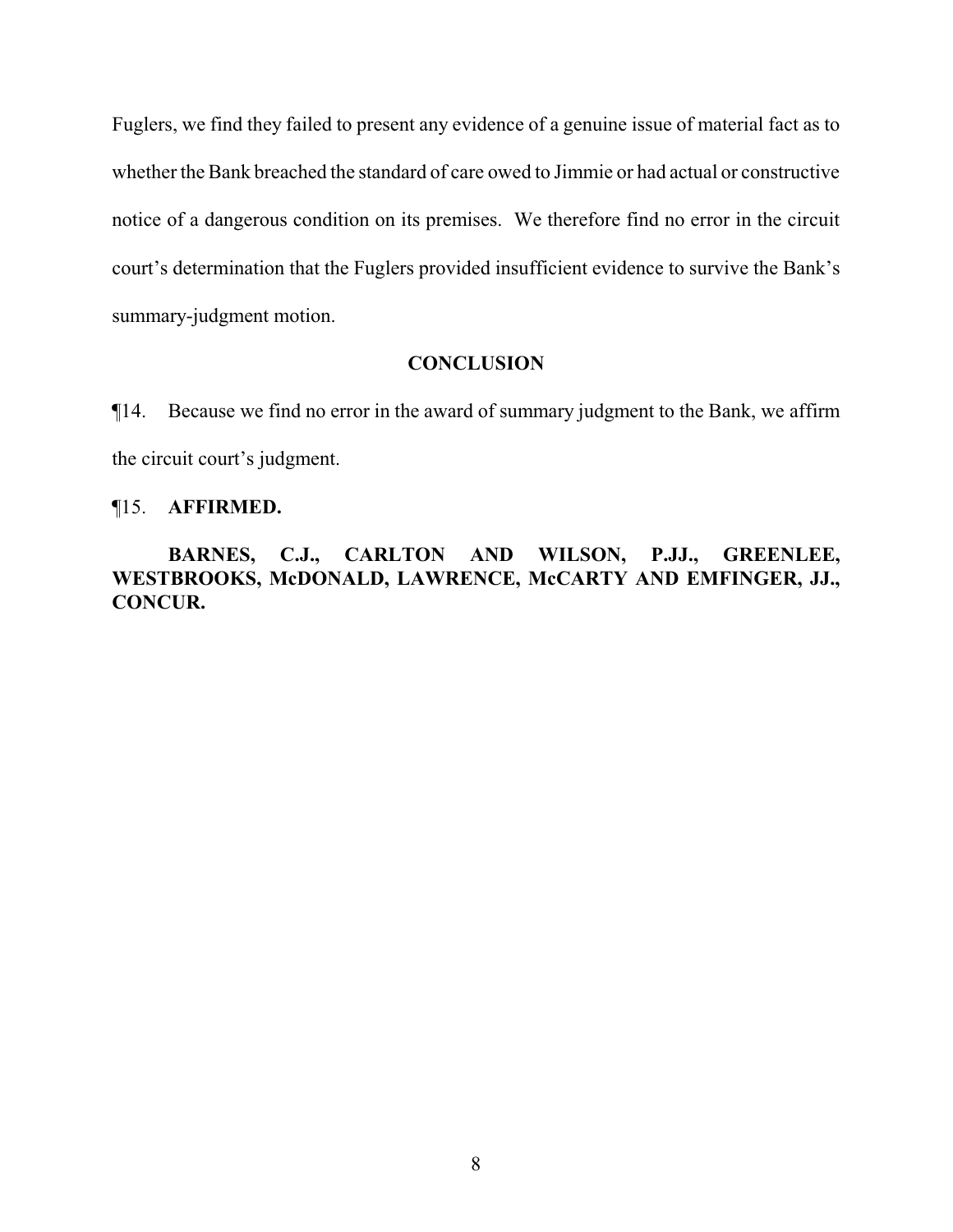Fuglers, we find they failed to present any evidence of a genuine issue of material fact as to whether the Bank breached the standard of care owed to Jimmie or had actual or constructive notice of a dangerous condition on its premises. We therefore find no error in the circuit court's determination that the Fuglers provided insufficient evidence to survive the Bank's summary-judgment motion.

## CONCLUSION

¶14. Because we find no error in the award of summary judgment to the Bank, we affirm the circuit court's judgment.

¶15. **AFFIRMED.**

**BARNES, C.J., CARLTON AND WILSON, P.JJ., GREENLEE, WESTBROOKS, McDONALD, LAWRENCE, McCARTY AND EMFINGER, JJ., CONCUR.**